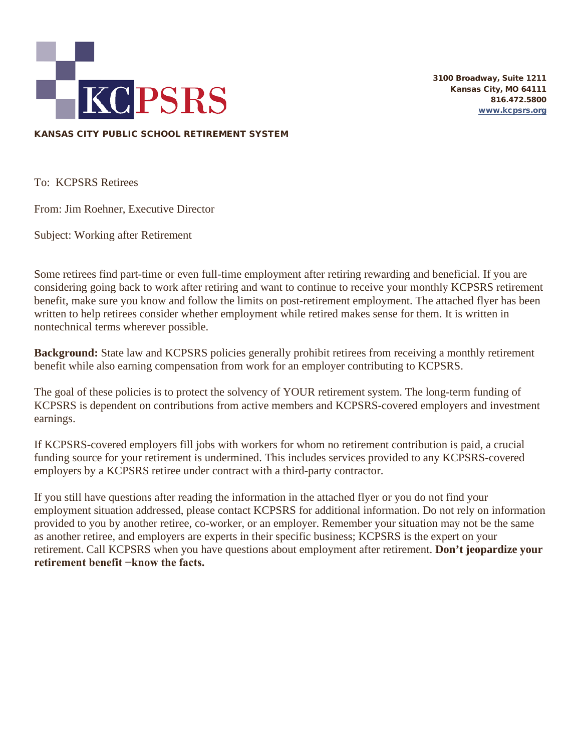# KCPSRS

**KANSAS CITY PUBLIC SCHOOL RETIREMENT SYSTEM**

**3100 Broadway, Suite 1211**
**Kansas City, MO 64111**
**816.472.5800**
**www.kcpsrs.org**

To: KCPSRS Retirees

From: Jim Roehner, Executive Director

Subject: Working after Retirement

Some retirees find part-time or even full-time employment after retiring rewarding and beneficial. If you are considering going back to work after retiring and want to continue to receive your monthly KCPSRS retirement benefit, make sure you know and follow the limits on post-retirement employment. The attached flyer has been written to help retirees consider whether employment while retired makes sense for them. It is written in nontechnical terms wherever possible.

**Background:** State law and KCPSRS policies generally prohibit retirees from receiving a monthly retirement benefit while also earning compensation from work for an employer contributing to KCPSRS.

The goal of these policies is to protect the solvency of YOUR retirement system. The long-term funding of KCPSRS is dependent on contributions from active members and KCPSRS-covered employers and investment earnings.

If KCPSRS-covered employers fill jobs with workers for whom no retirement contribution is paid, a crucial funding source for your retirement is undermined. This includes services provided to any KCPSRS-covered employers by a KCPSRS retiree under contract with a third-party contractor.

If you still have questions after reading the information in the attached flyer or you do not find your employment situation addressed, please contact KCPSRS for additional information. Do not rely on information provided to you by another retiree, co-worker, or an employer. Remember your situation may not be the same as another retiree, and employers are experts in their specific business; KCPSRS is the expert on your retirement. Call KCPSRS when you have questions about employment after retirement. **Don't jeopardize your retirement benefit −know the facts.**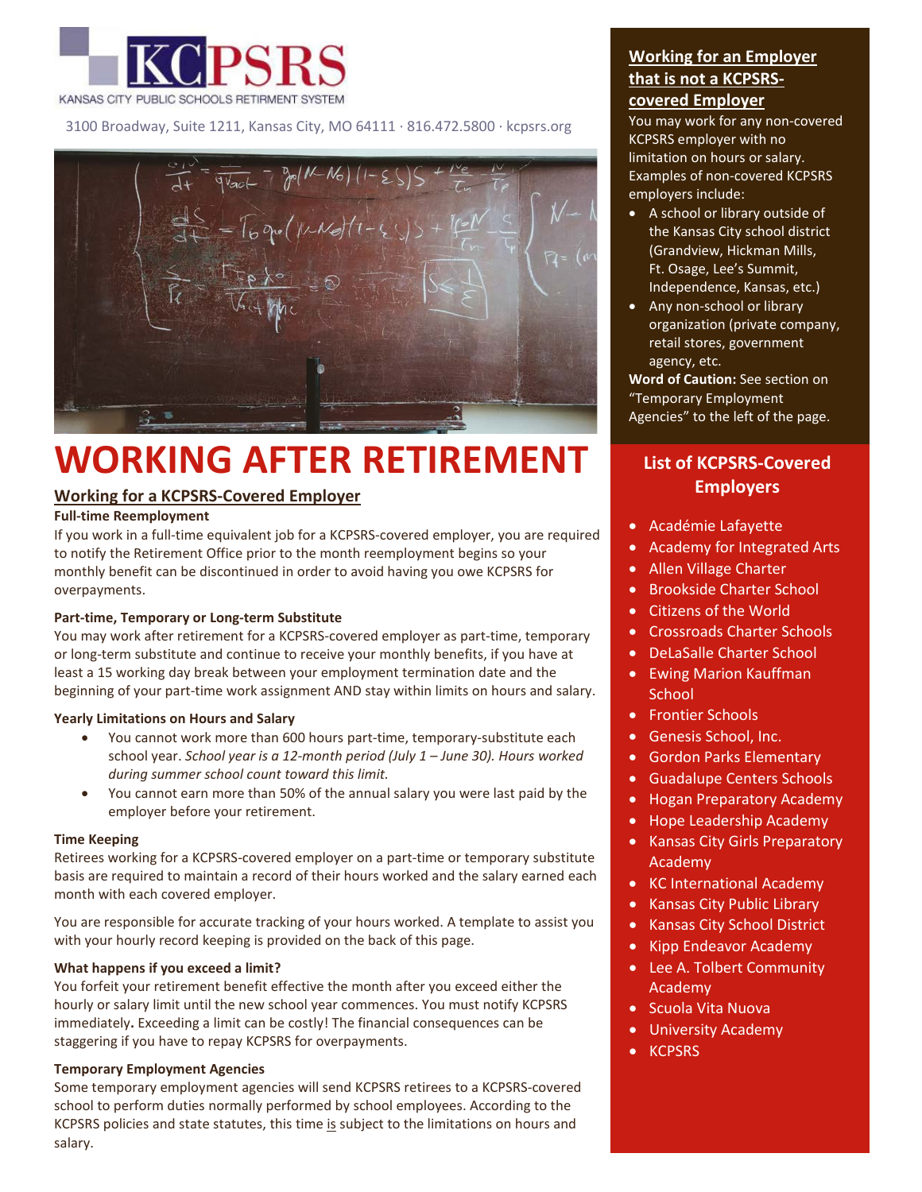# KCPSRS

KANSAS CITY PUBLIC SCHOOLS RETIREMENT SYSTEM

3100 Broadway, Suite 1211, Kansas City, MO 64111 · 816.472.5800 · kcpsrs.org

# WORKING AFTER RETIREMENT

## Working for a KCPSRS-Covered Employer

### Full-time Reemployment

If you work in a full-time equivalent job for a KCPSRS-covered employer, you are required to notify the Retirement Office prior to the month reemployment begins so your monthly benefit can be discontinued in order to avoid having you owe KCPSRS for overpayments.

### Part-time, Temporary or Long-term Substitute

You may work after retirement for a KCPSRS-covered employer as part-time, temporary or long-term substitute and continue to receive your monthly benefits, if you have at least a 15 working day break between your employment termination date and the beginning of your part-time work assignment AND stay within limits on hours and salary.

### Yearly Limitations on Hours and Salary

- You cannot work more than 600 hours part-time, temporary-substitute each school year. *School year is a 12-month period (July 1 – June 30). Hours worked during summer school count toward this limit.*
- You cannot earn more than 50% of the annual salary you were last paid by the employer before your retirement.

### Time Keeping

Retirees working for a KCPSRS-covered employer on a part-time or temporary substitute basis are required to maintain a record of their hours worked and the salary earned each month with each covered employer.

You are responsible for accurate tracking of your hours worked. A template to assist you with your hourly record keeping is provided on the back of this page.

### What happens if you exceed a limit?

You forfeit your retirement benefit effective the month after you exceed either the hourly or salary limit until the new school year commences. You must notify KCPSRS immediately**.** Exceeding a limit can be costly! The financial consequences can be staggering if you have to repay KCPSRS for overpayments.

### Temporary Employment Agencies

Some temporary employment agencies will send KCPSRS retirees to a KCPSRS-covered school to perform duties normally performed by school employees. According to the KCPSRS policies and state statutes, this time is subject to the limitations on hours and salary.

## Working for an Employer that is not a KCPSRS-covered Employer

You may work for any non-covered KCPSRS employer with no limitation on hours or salary. Examples of non-covered KCPSRS employers include:

- A school or library outside of the Kansas City school district (Grandview, Hickman Mills, Ft. Osage, Lee's Summit, Independence, Kansas, etc.)
- Any non-school or library organization (private company, retail stores, government agency, etc.

**Word of Caution:** See section on "Temporary Employment Agencies" to the left of the page.

## List of KCPSRS-Covered Employers

- Académie Lafayette
- Academy for Integrated Arts
- Allen Village Charter
- Brookside Charter School
- Citizens of the World
- Crossroads Charter Schools
- DeLaSalle Charter School
- Ewing Marion Kauffman School
- Frontier Schools
- Genesis School, Inc.
- Gordon Parks Elementary
- Guadalupe Centers Schools
- Hogan Preparatory Academy
- Hope Leadership Academy
- Kansas City Girls Preparatory Academy
- KC International Academy
- Kansas City Public Library
- Kansas City School District
- Kipp Endeavor Academy
- Lee A. Tolbert Community Academy
- Scuola Vita Nuova
- University Academy
- KCPSRS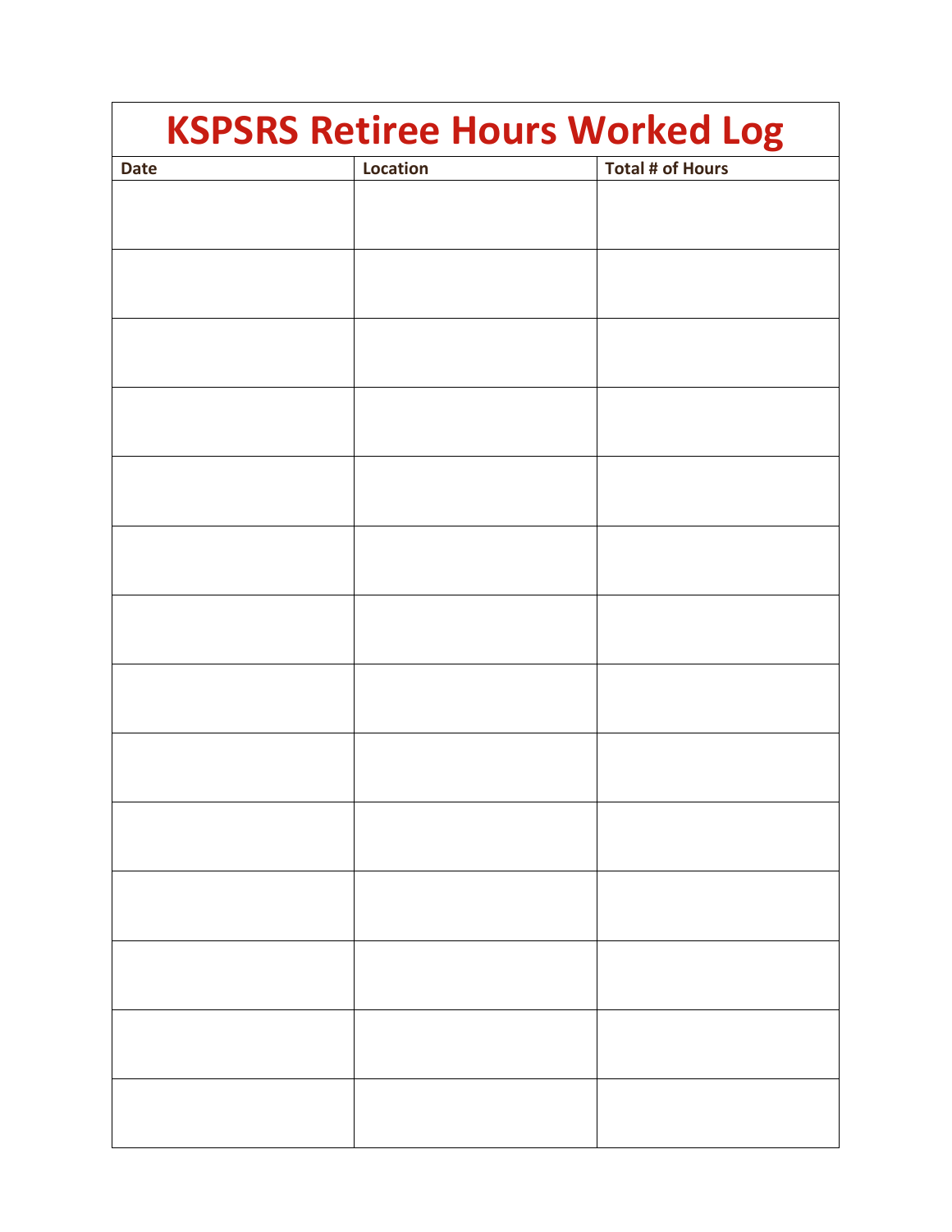# KSPSRS Retiree Hours Worked Log

| Date | Location | Total # of Hours |
|---|---|---|
| | | |
| | | |
| | | |
| | | |
| | | |
| | | |
| | | |
| | | |
| | | |
| | | |
| | | |
| | | |
| | | |
| | | |